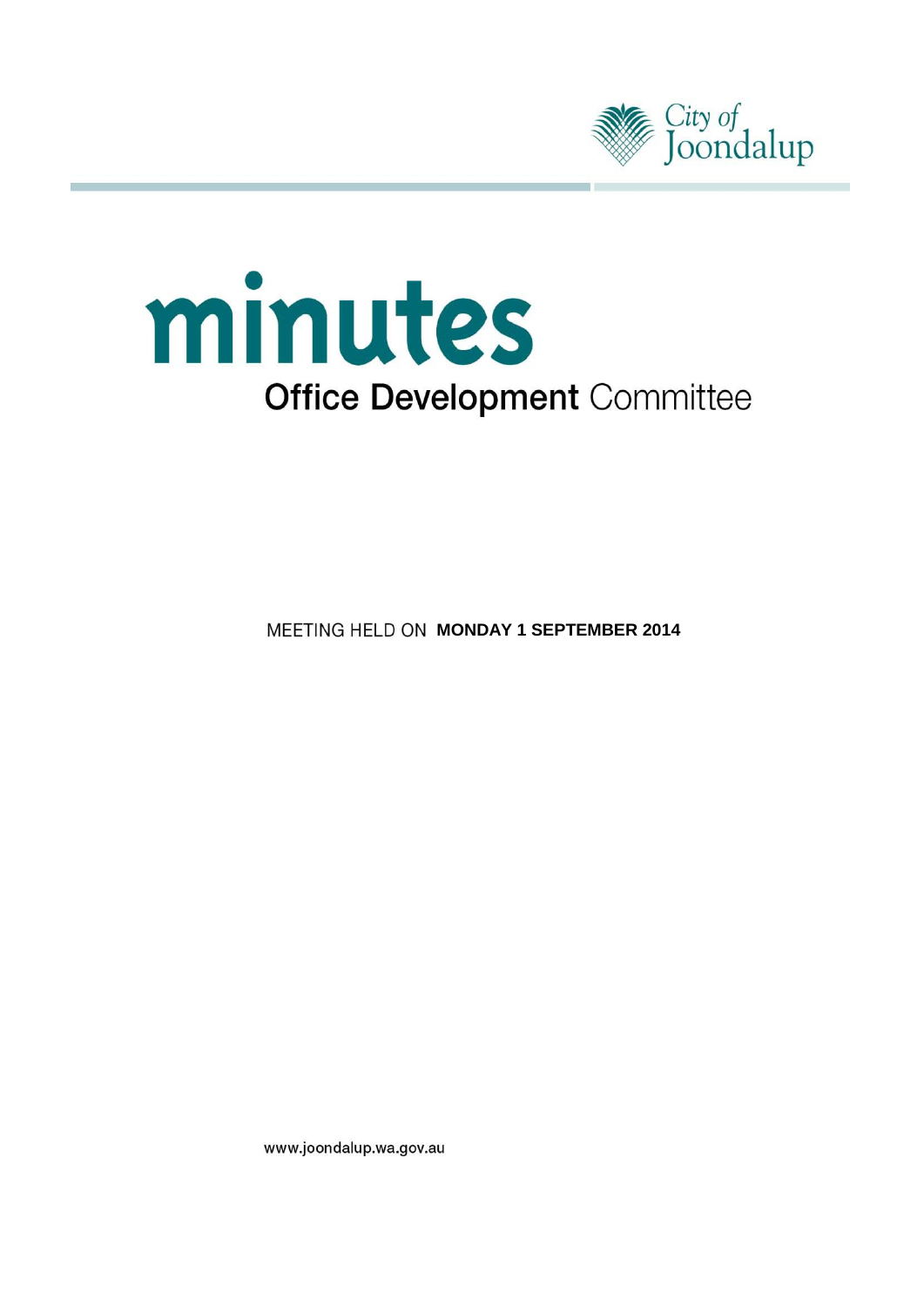City of Joondalup

# minutes

## Office Development Committee

MEETING HELD ON **MONDAY 1 SEPTEMBER 2014**

www.joondalup.wa.gov.au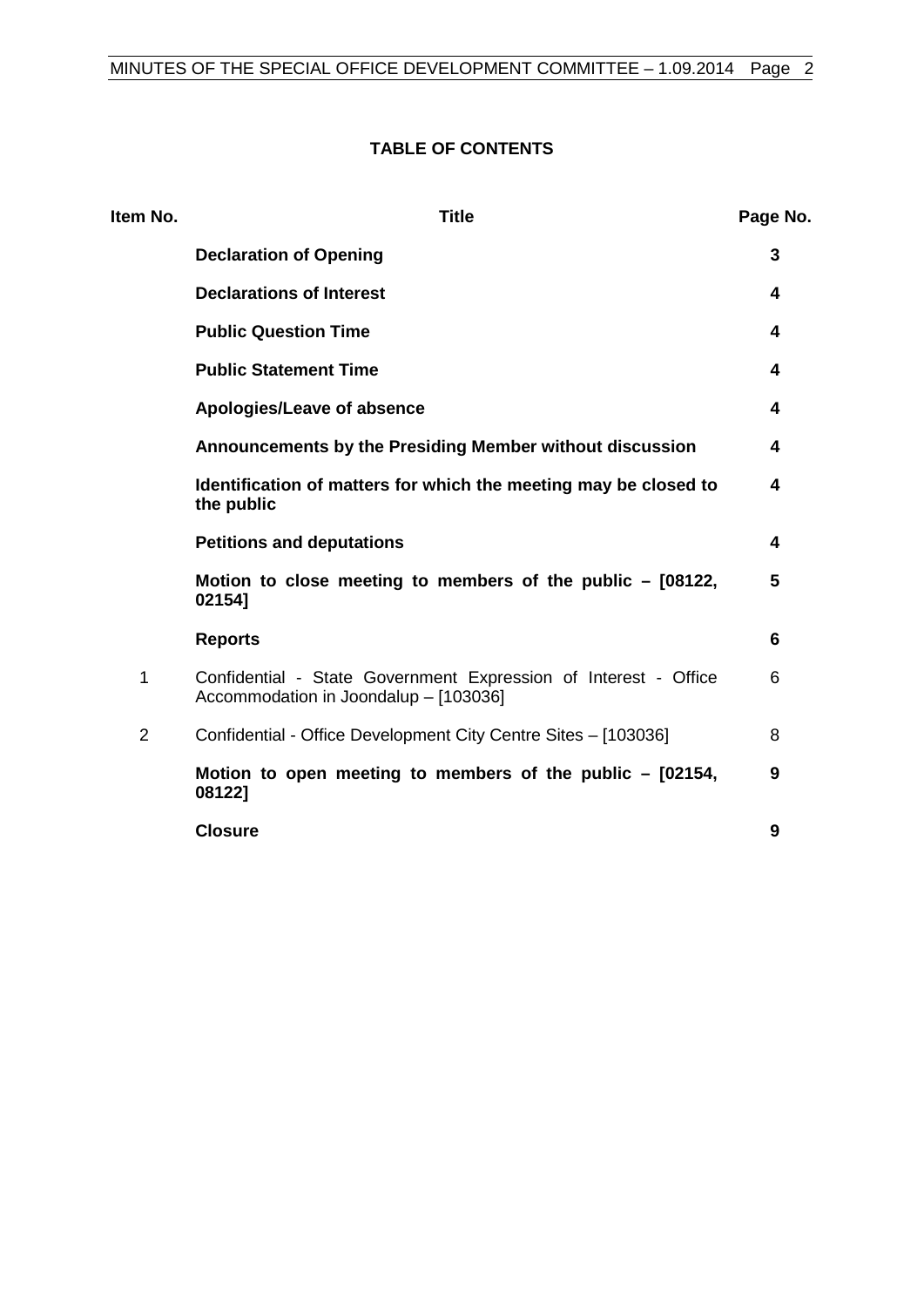**TABLE OF CONTENTS**

| Item No. | Title | Page No. |
|---|---|---|
| | **Declaration of Opening** | **3** |
| | **Declarations of Interest** | **4** |
| | **Public Question Time** | **4** |
| | **Public Statement Time** | **4** |
| | **Apologies/Leave of absence** | **4** |
| | **Announcements by the Presiding Member without discussion** | **4** |
| | **Identification of matters for which the meeting may be closed to the public** | **4** |
| | **Petitions and deputations** | **4** |
| | **Motion to close meeting to members of the public – [08122, 02154]** | **5** |
| | **Reports** | **6** |
| 1 | Confidential - State Government Expression of Interest - Office Accommodation in Joondalup – [103036] | 6 |
| 2 | Confidential - Office Development City Centre Sites – [103036] | 8 |
| | **Motion to open meeting to members of the public – [02154, 08122]** | **9** |
| | **Closure** | **9** |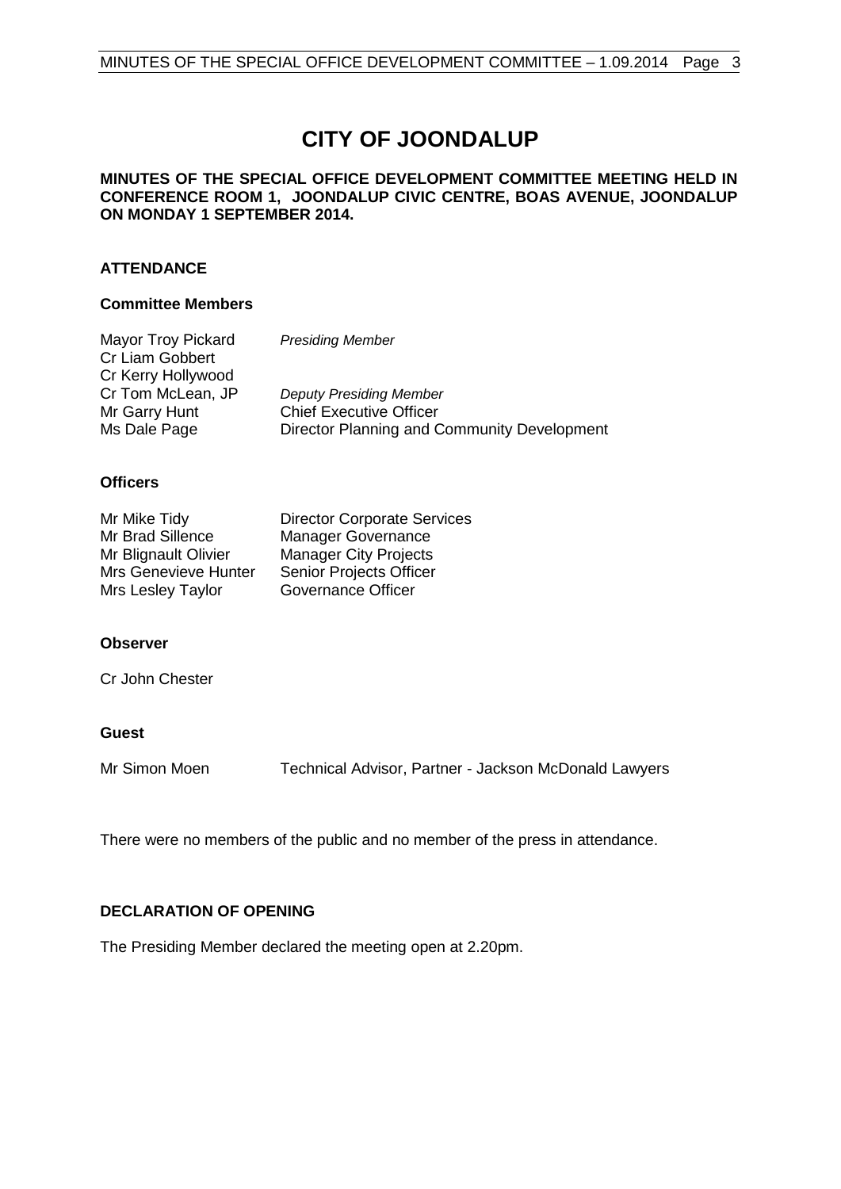# CITY OF JOONDALUP

**MINUTES OF THE SPECIAL OFFICE DEVELOPMENT COMMITTEE MEETING HELD IN CONFERENCE ROOM 1, JOONDALUP CIVIC CENTRE, BOAS AVENUE, JOONDALUP ON MONDAY 1 SEPTEMBER 2014.**

## ATTENDANCE

### Committee Members

| | |
|---|---|
| Mayor Troy Pickard | *Presiding Member* |
| Cr Liam Gobbert | |
| Cr Kerry Hollywood | |
| Cr Tom McLean, JP | *Deputy Presiding Member* |
| Mr Garry Hunt | Chief Executive Officer |
| Ms Dale Page | Director Planning and Community Development |

### Officers

| | |
|---|---|
| Mr Mike Tidy | Director Corporate Services |
| Mr Brad Sillence | Manager Governance |
| Mr Blignault Olivier | Manager City Projects |
| Mrs Genevieve Hunter | Senior Projects Officer |
| Mrs Lesley Taylor | Governance Officer |

### Observer

Cr John Chester

### Guest

| | |
|---|---|
| Mr Simon Moen | Technical Advisor, Partner - Jackson McDonald Lawyers |

There were no members of the public and no member of the press in attendance.

## DECLARATION OF OPENING

The Presiding Member declared the meeting open at 2.20pm.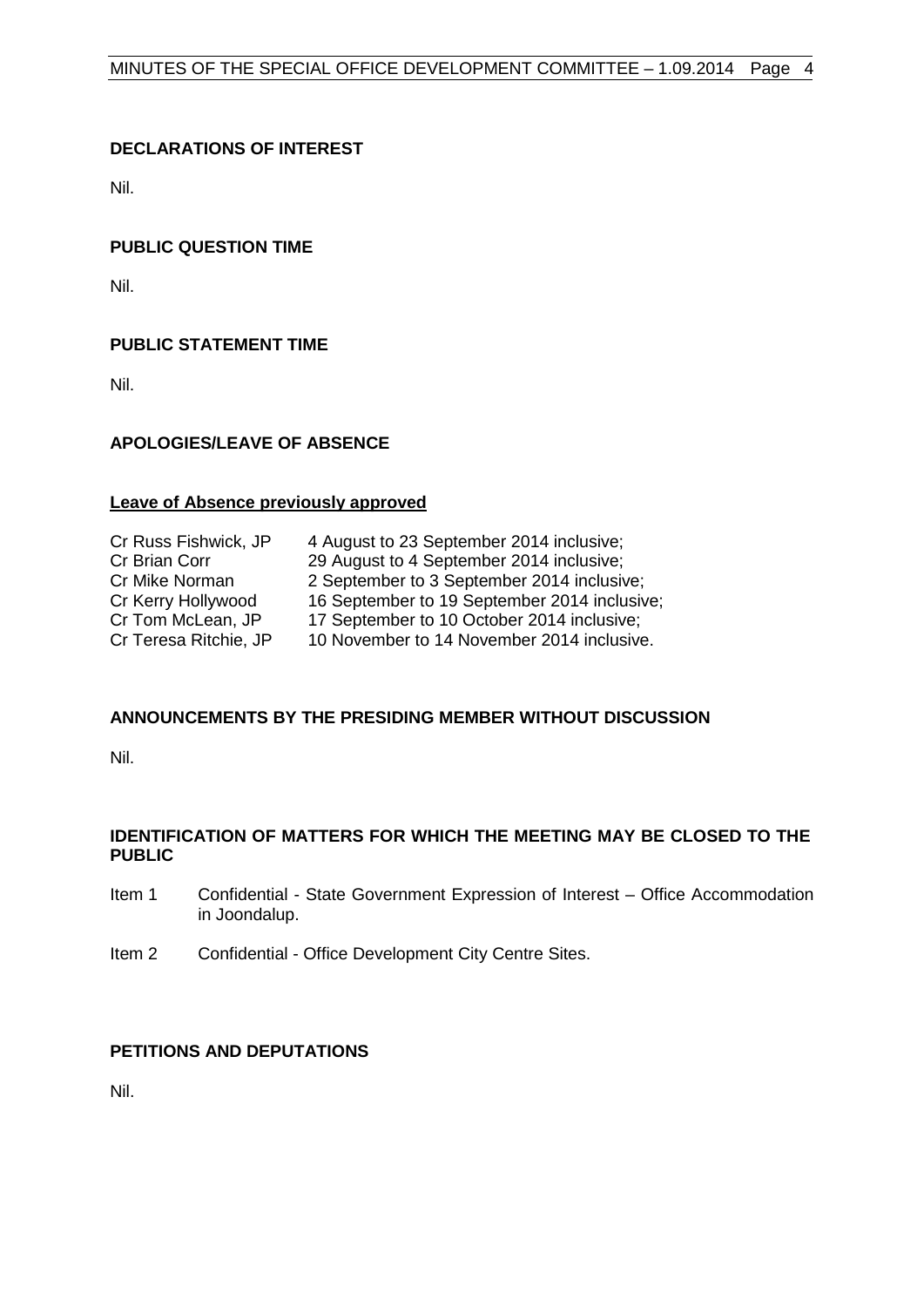## DECLARATIONS OF INTEREST

Nil.

## PUBLIC QUESTION TIME

Nil.

## PUBLIC STATEMENT TIME

Nil.

## APOLOGIES/LEAVE OF ABSENCE

**Leave of Absence previously approved**

| | |
|---|---|
| Cr Russ Fishwick, JP | 4 August to 23 September 2014 inclusive; |
| Cr Brian Corr | 29 August to 4 September 2014 inclusive; |
| Cr Mike Norman | 2 September to 3 September 2014 inclusive; |
| Cr Kerry Hollywood | 16 September to 19 September 2014 inclusive; |
| Cr Tom McLean, JP | 17 September to 10 October 2014 inclusive; |
| Cr Teresa Ritchie, JP | 10 November to 14 November 2014 inclusive. |

## ANNOUNCEMENTS BY THE PRESIDING MEMBER WITHOUT DISCUSSION

Nil.

## IDENTIFICATION OF MATTERS FOR WHICH THE MEETING MAY BE CLOSED TO THE PUBLIC

Item 1 Confidential - State Government Expression of Interest – Office Accommodation in Joondalup.

Item 2 Confidential - Office Development City Centre Sites.

## PETITIONS AND DEPUTATIONS

Nil.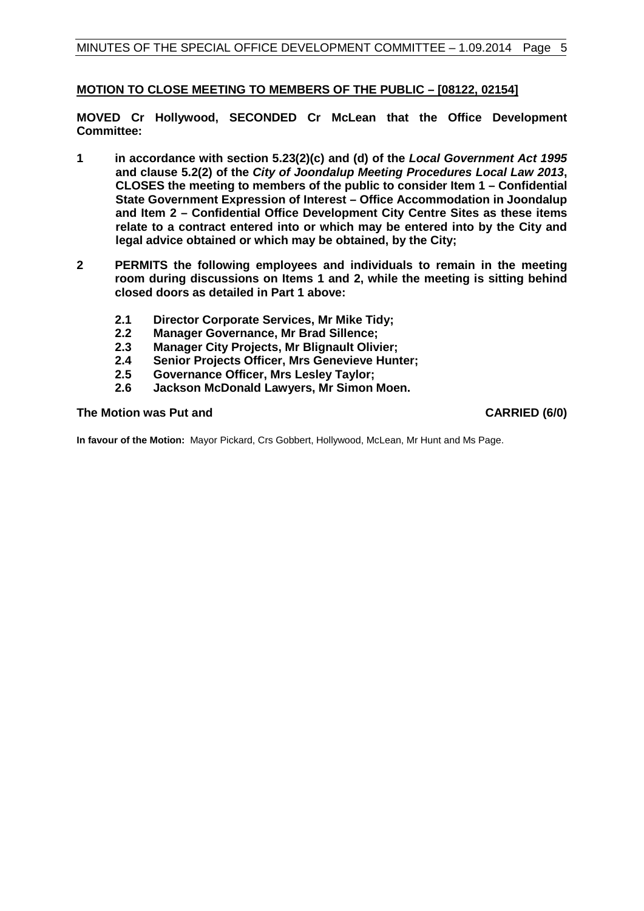**MOTION TO CLOSE MEETING TO MEMBERS OF THE PUBLIC – [08122, 02154]**

**MOVED Cr Hollywood, SECONDED Cr McLean that the Office Development Committee:**

**1 in accordance with section 5.23(2)(c) and (d) of the *Local Government Act 1995* and clause 5.2(2) of the *City of Joondalup Meeting Procedures Local Law 2013*, CLOSES the meeting to members of the public to consider Item 1 – Confidential State Government Expression of Interest – Office Accommodation in Joondalup and Item 2 – Confidential Office Development City Centre Sites as these items relate to a contract entered into or which may be entered into by the City and legal advice obtained or which may be obtained, by the City;**

**2 PERMITS the following employees and individuals to remain in the meeting room during discussions on Items 1 and 2, while the meeting is sitting behind closed doors as detailed in Part 1 above:**

**2.1 Director Corporate Services, Mr Mike Tidy;**
**2.2 Manager Governance, Mr Brad Sillence;**
**2.3 Manager City Projects, Mr Blignault Olivier;**
**2.4 Senior Projects Officer, Mrs Genevieve Hunter;**
**2.5 Governance Officer, Mrs Lesley Taylor;**
**2.6 Jackson McDonald Lawyers, Mr Simon Moen.**

**The Motion was Put and CARRIED (6/0)**

**In favour of the Motion:** Mayor Pickard, Crs Gobbert, Hollywood, McLean, Mr Hunt and Ms Page.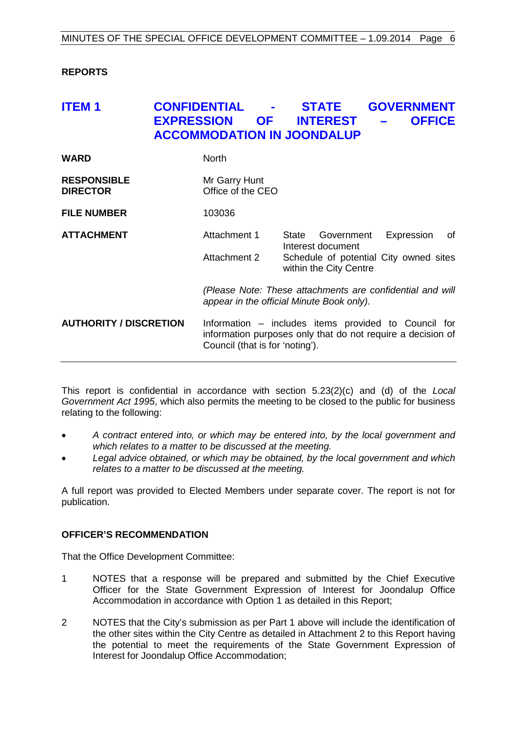**REPORTS**

## ITEM 1 CONFIDENTIAL - STATE GOVERNMENT EXPRESSION OF INTEREST – OFFICE ACCOMMODATION IN JOONDALUP

| | | |
|---|---|---|
| **WARD** | North | |
| **RESPONSIBLE DIRECTOR** | Mr Garry Hunt<br>Office of the CEO | |
| **FILE NUMBER** | 103036 | |
| **ATTACHMENT** | Attachment 1 | State Government Expression of Interest document |
| | Attachment 2 | Schedule of potential City owned sites within the City Centre |
| | *(Please Note: These attachments are confidential and will appear in the official Minute Book only).* | |
| **AUTHORITY / DISCRETION** | Information – includes items provided to Council for information purposes only that do not require a decision of Council (that is for 'noting'). | |

This report is confidential in accordance with section 5.23(2)(c) and (d) of the *Local Government Act 1995*, which also permits the meeting to be closed to the public for business relating to the following:

- *A contract entered into, or which may be entered into, by the local government and which relates to a matter to be discussed at the meeting.*
- *Legal advice obtained, or which may be obtained, by the local government and which relates to a matter to be discussed at the meeting.*

A full report was provided to Elected Members under separate cover. The report is not for publication.

**OFFICER'S RECOMMENDATION**

That the Office Development Committee:

1 NOTES that a response will be prepared and submitted by the Chief Executive Officer for the State Government Expression of Interest for Joondalup Office Accommodation in accordance with Option 1 as detailed in this Report;

2 NOTES that the City's submission as per Part 1 above will include the identification of the other sites within the City Centre as detailed in Attachment 2 to this Report having the potential to meet the requirements of the State Government Expression of Interest for Joondalup Office Accommodation;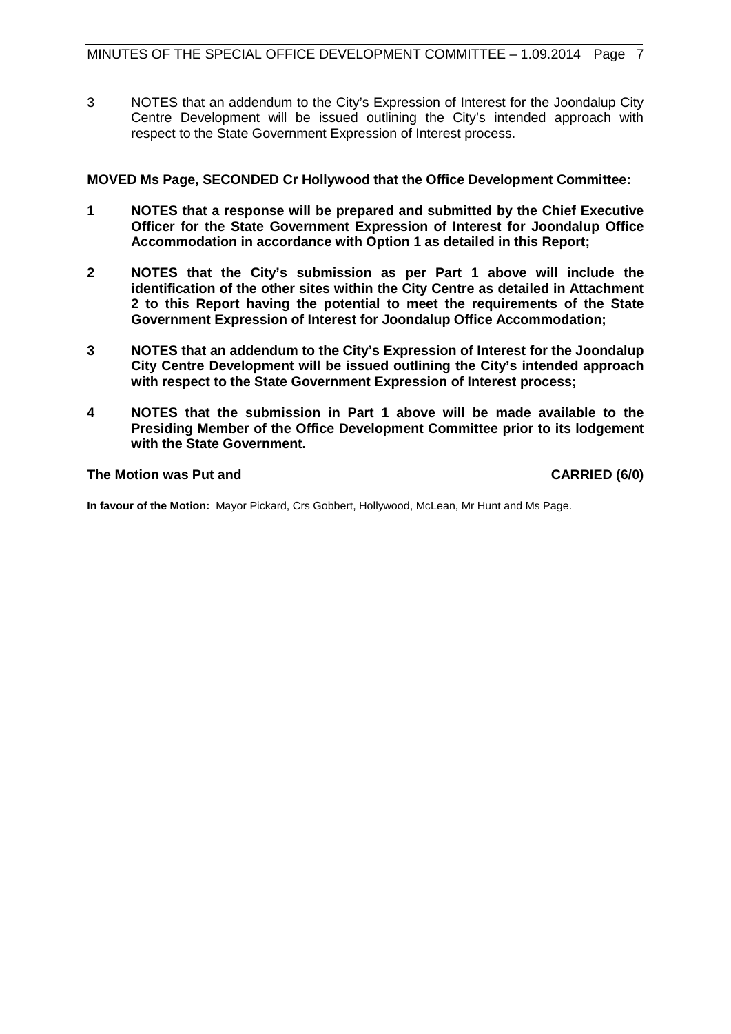3 NOTES that an addendum to the City's Expression of Interest for the Joondalup City Centre Development will be issued outlining the City's intended approach with respect to the State Government Expression of Interest process.

**MOVED Ms Page, SECONDED Cr Hollywood that the Office Development Committee:**

**1 NOTES that a response will be prepared and submitted by the Chief Executive Officer for the State Government Expression of Interest for Joondalup Office Accommodation in accordance with Option 1 as detailed in this Report;**

**2 NOTES that the City's submission as per Part 1 above will include the identification of the other sites within the City Centre as detailed in Attachment 2 to this Report having the potential to meet the requirements of the State Government Expression of Interest for Joondalup Office Accommodation;**

**3 NOTES that an addendum to the City's Expression of Interest for the Joondalup City Centre Development will be issued outlining the City's intended approach with respect to the State Government Expression of Interest process;**

**4 NOTES that the submission in Part 1 above will be made available to the Presiding Member of the Office Development Committee prior to its lodgement with the State Government.**

**The Motion was Put and CARRIED (6/0)**

**In favour of the Motion:** Mayor Pickard, Crs Gobbert, Hollywood, McLean, Mr Hunt and Ms Page.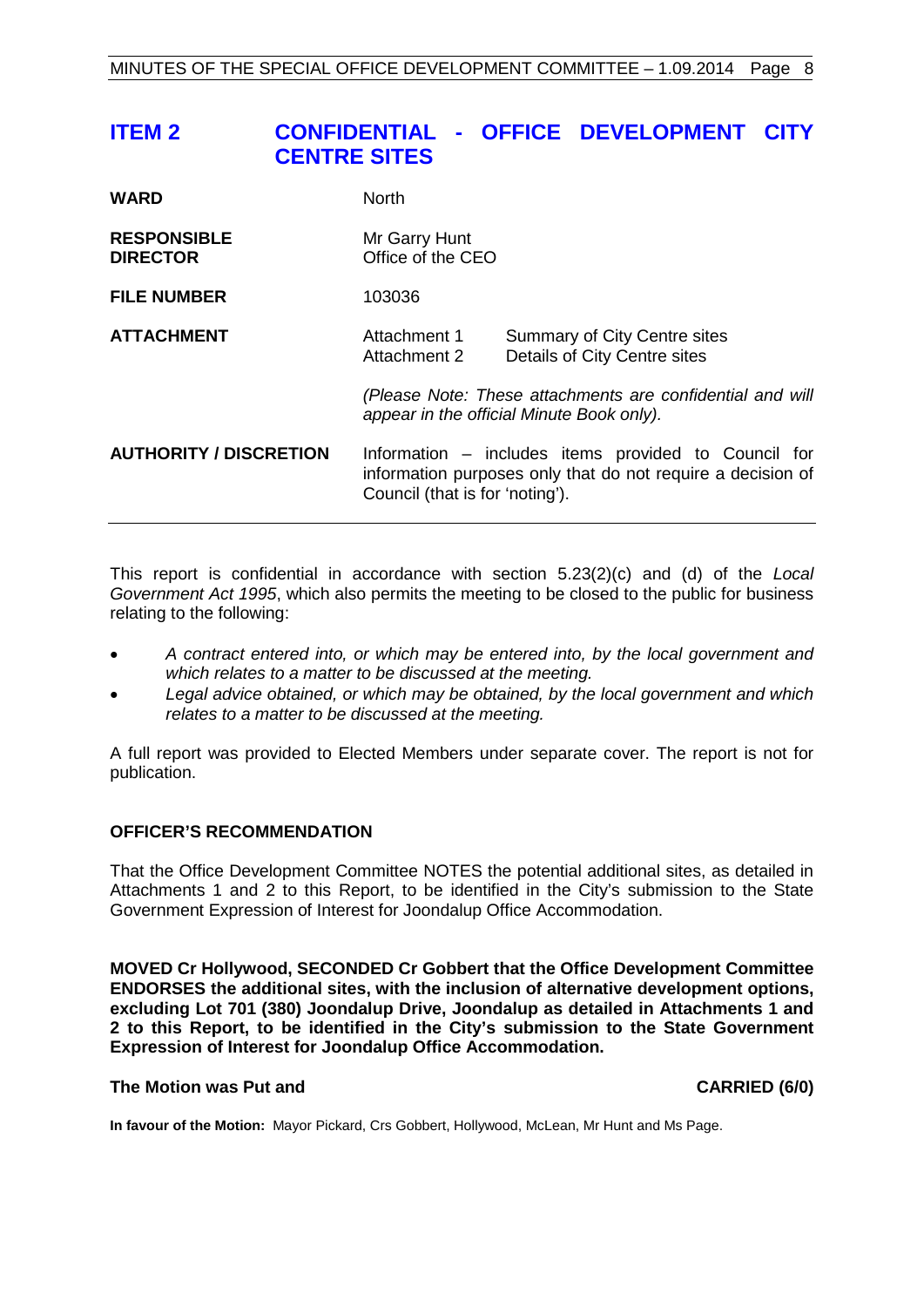## ITEM 2 CONFIDENTIAL - OFFICE DEVELOPMENT CITY CENTRE SITES

| | | |
|---|---|---|
| **WARD** | North | |
| **RESPONSIBLE DIRECTOR** | Mr Garry Hunt<br>Office of the CEO | |
| **FILE NUMBER** | 103036 | |
| **ATTACHMENT** | Attachment 1<br>Attachment 2 | Summary of City Centre sites<br>Details of City Centre sites |
| | *(Please Note: These attachments are confidential and will appear in the official Minute Book only).* | |
| **AUTHORITY / DISCRETION** | Information – includes items provided to Council for information purposes only that do not require a decision of Council (that is for 'noting'). | |

This report is confidential in accordance with section 5.23(2)(c) and (d) of the *Local Government Act 1995*, which also permits the meeting to be closed to the public for business relating to the following:

- *A contract entered into, or which may be entered into, by the local government and which relates to a matter to be discussed at the meeting.*
- *Legal advice obtained, or which may be obtained, by the local government and which relates to a matter to be discussed at the meeting.*

A full report was provided to Elected Members under separate cover. The report is not for publication.

### OFFICER'S RECOMMENDATION

That the Office Development Committee NOTES the potential additional sites, as detailed in Attachments 1 and 2 to this Report, to be identified in the City's submission to the State Government Expression of Interest for Joondalup Office Accommodation.

**MOVED Cr Hollywood, SECONDED Cr Gobbert that the Office Development Committee ENDORSES the additional sites, with the inclusion of alternative development options, excluding Lot 701 (380) Joondalup Drive, Joondalup as detailed in Attachments 1 and 2 to this Report, to be identified in the City's submission to the State Government Expression of Interest for Joondalup Office Accommodation.**

**The Motion was Put and CARRIED (6/0)**

**In favour of the Motion:** Mayor Pickard, Crs Gobbert, Hollywood, McLean, Mr Hunt and Ms Page.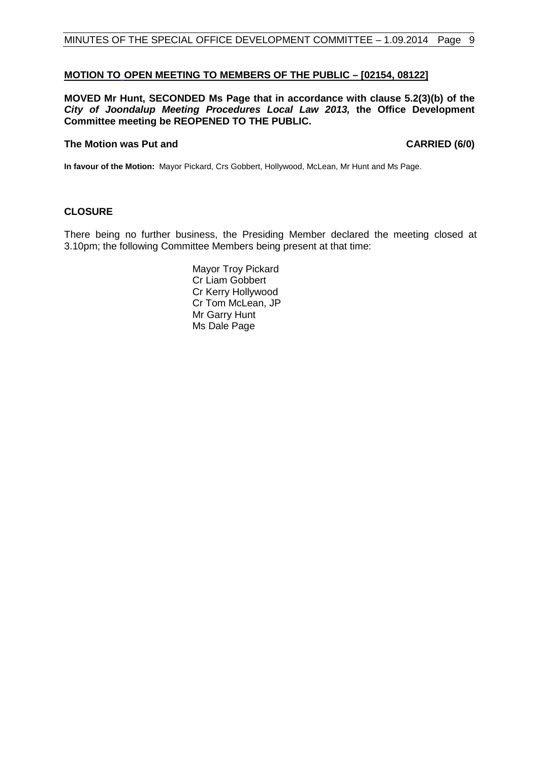## MOTION TO OPEN MEETING TO MEMBERS OF THE PUBLIC – [02154, 08122]

**MOVED Mr Hunt, SECONDED Ms Page that in accordance with clause 5.2(3)(b) of the *City of Joondalup Meeting Procedures Local Law 2013,* the Office Development Committee meeting be REOPENED TO THE PUBLIC.**

**The Motion was Put and CARRIED (6/0)**

**In favour of the Motion:** Mayor Pickard, Crs Gobbert, Hollywood, McLean, Mr Hunt and Ms Page.

## CLOSURE

There being no further business, the Presiding Member declared the meeting closed at 3.10pm; the following Committee Members being present at that time:

Mayor Troy Pickard
Cr Liam Gobbert
Cr Kerry Hollywood
Cr Tom McLean, JP
Mr Garry Hunt
Ms Dale Page